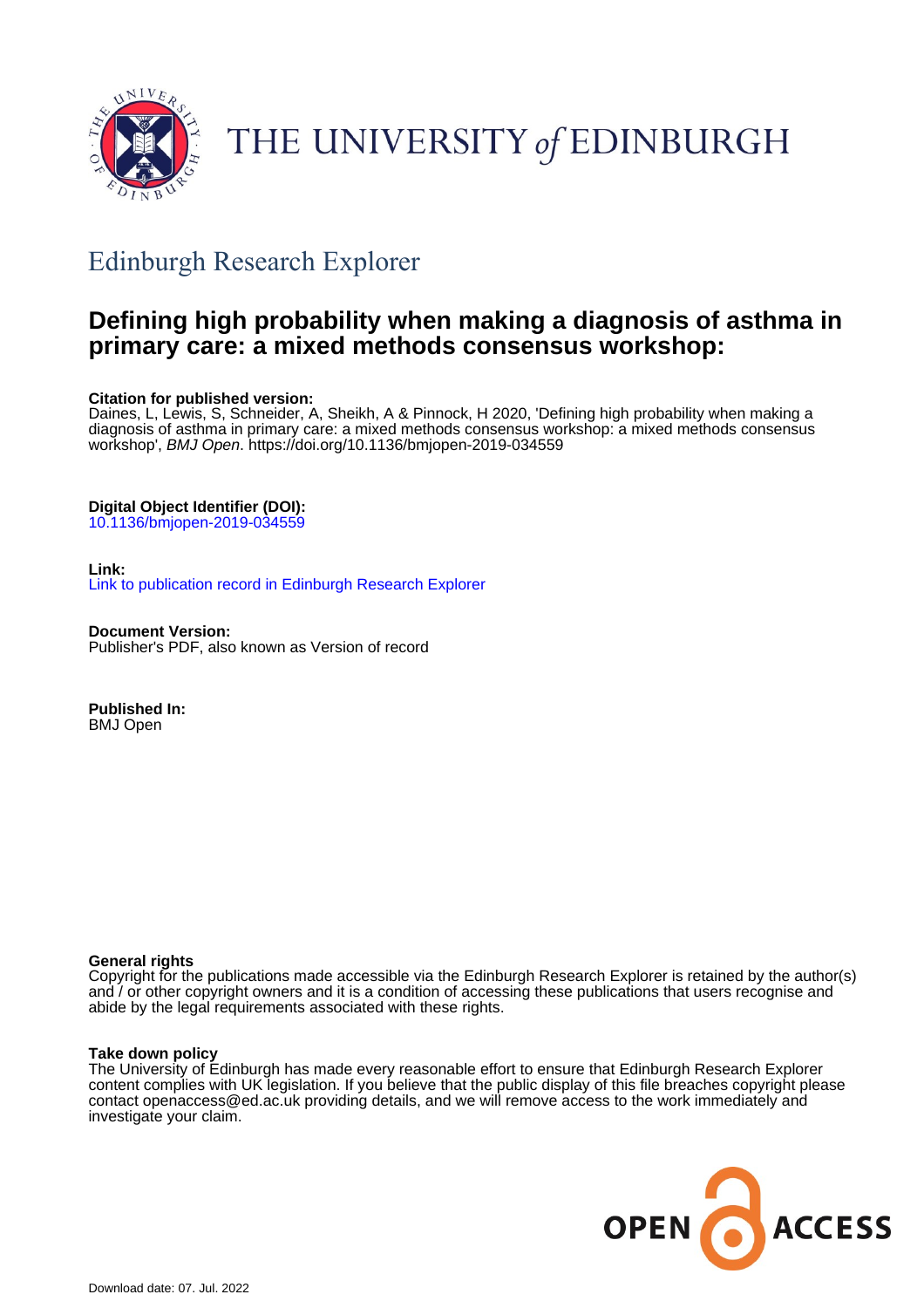THE UNIVERSITY of EDINBURGH

# Edinburgh Research Explorer

## Defining high probability when making a diagnosis of asthma in primary care: a mixed methods consensus workshop:

**Citation for published version:**
Daines, L, Lewis, S, Schneider, A, Sheikh, A & Pinnock, H 2020, 'Defining high probability when making a diagnosis of asthma in primary care: a mixed methods consensus workshop: a mixed methods consensus workshop', *BMJ Open*. https://doi.org/10.1136/bmjopen-2019-034559

**Digital Object Identifier (DOI):**
10.1136/bmjopen-2019-034559

**Link:**
Link to publication record in Edinburgh Research Explorer

**Document Version:**
Publisher's PDF, also known as Version of record

**Published In:**
BMJ Open

**General rights**
Copyright for the publications made accessible via the Edinburgh Research Explorer is retained by the author(s) and / or other copyright owners and it is a condition of accessing these publications that users recognise and abide by the legal requirements associated with these rights.

**Take down policy**
The University of Edinburgh has made every reasonable effort to ensure that Edinburgh Research Explorer content complies with UK legislation. If you believe that the public display of this file breaches copyright please contact openaccess@ed.ac.uk providing details, and we will remove access to the work immediately and investigate your claim.

Download date: 07. Jul. 2022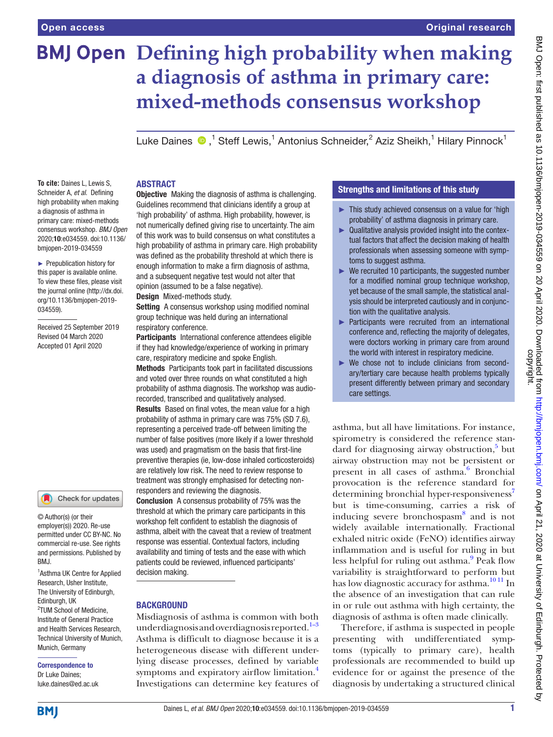# Defining high probability when making a diagnosis of asthma in primary care: mixed-methods consensus workshop

Luke Daines,[1] Steff Lewis,[1] Antonius Schneider,[2] Aziz Sheikh,[1] Hilary Pinnock[1]

**To cite:** Daines L, Lewis S, Schneider A, *et al*. Defining high probability when making a diagnosis of asthma in primary care: mixed-methods consensus workshop. *BMJ Open* 2020;**10**:e034559. doi:10.1136/bmjopen-2019-034559

► Prepublication history for this paper is available online. To view these files, please visit the journal online (http://dx.doi.org/10.1136/bmjopen-2019-034559).

Received 25 September 2019
Revised 04 March 2020
Accepted 01 April 2020

© Author(s) (or their employer(s)) 2020. Re-use permitted under CC BY-NC. No commercial re-use. See rights and permissions. Published by BMJ.

[1]Asthma UK Centre for Applied Research, Usher Institute, The University of Edinburgh, Edinburgh, UK
[2]TUM School of Medicine, Institute of General Practice and Health Services Research, Technical University of Munich, Munich, Germany

**Correspondence to**
Dr Luke Daines;
luke.daines@ed.ac.uk

## ABSTRACT

**Objective** Making the diagnosis of asthma is challenging. Guidelines recommend that clinicians identify a group at 'high probability' of asthma. High probability, however, is not numerically defined giving rise to uncertainty. The aim of this work was to build consensus on what constitutes a high probability of asthma in primary care. High probability was defined as the probability threshold at which there is enough information to make a firm diagnosis of asthma, and a subsequent negative test would not alter that opinion (assumed to be a false negative).

**Design** Mixed-methods study.

**Setting** A consensus workshop using modified nominal group technique was held during an international respiratory conference.

**Participants** International conference attendees eligible if they had knowledge/experience of working in primary care, respiratory medicine and spoke English.

**Methods** Participants took part in facilitated discussions and voted over three rounds on what constituted a high probability of asthma diagnosis. The workshop was audio-recorded, transcribed and qualitatively analysed.

**Results** Based on final votes, the mean value for a high probability of asthma in primary care was 75% (SD 7.6), representing a perceived trade-off between limiting the number of false positives (more likely if a lower threshold was used) and pragmatism on the basis that first-line preventive therapies (ie, low-dose inhaled corticosteroids) are relatively low risk. The need to review response to treatment was strongly emphasised for detecting non-responders and reviewing the diagnosis.

**Conclusion** A consensus probability of 75% was the threshold at which the primary care participants in this workshop felt confident to establish the diagnosis of asthma, albeit with the caveat that a review of treatment response was essential. Contextual factors, including availability and timing of tests and the ease with which patients could be reviewed, influenced participants' decision making.

## Strengths and limitations of this study

- ► This study achieved consensus on a value for 'high probability' of asthma diagnosis in primary care.
- ► Qualitative analysis provided insight into the contextual factors that affect the decision making of health professionals when assessing someone with symptoms to suggest asthma.
- ► We recruited 10 participants, the suggested number for a modified nominal group technique workshop, yet because of the small sample, the statistical analysis should be interpreted cautiously and in conjunction with the qualitative analysis.
- ► Participants were recruited from an international conference and, reflecting the majority of delegates, were doctors working in primary care from around the world with interest in respiratory medicine.
- ► We chose not to include clinicians from secondary/tertiary care because health problems typically present differently between primary and secondary care settings.

## BACKGROUND

Misdiagnosis of asthma is common with both underdiagnosis and overdiagnosis reported.[1–3] Asthma is difficult to diagnose because it is a heterogeneous disease with different underlying disease processes, defined by variable symptoms and expiratory airflow limitation.[4] Investigations can determine key features of asthma, but all have limitations. For instance, spirometry is considered the reference standard for diagnosing airway obstruction,[5] but airway obstruction may not be persistent or present in all cases of asthma.[6] Bronchial provocation is the reference standard for determining bronchial hyper-responsiveness[7] but is time-consuming, carries a risk of inducing severe bronchospasm[8] and is not widely available internationally. Fractional exhaled nitric oxide (FeNO) identifies airway inflammation and is useful for ruling in but less helpful for ruling out asthma.[9] Peak flow variability is straightforward to perform but has low diagnostic accuracy for asthma.[10,11] In the absence of an investigation that can rule in or rule out asthma with high certainty, the diagnosis of asthma is often made clinically.

Therefore, if asthma is suspected in people presenting with undifferentiated symptoms (typically to primary care), health professionals are recommended to build up evidence for or against the presence of the diagnosis by undertaking a structured clinical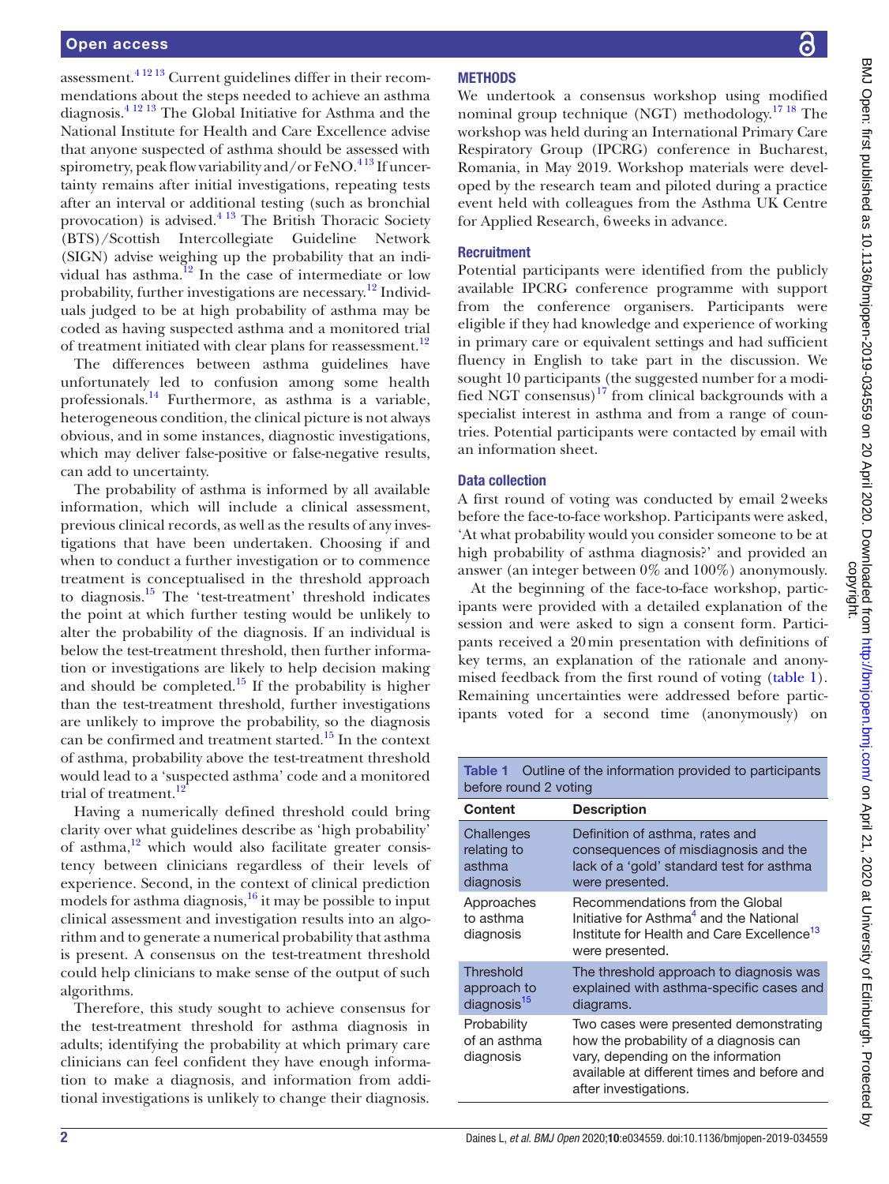assessment.[4 12 13] Current guidelines differ in their recommendations about the steps needed to achieve an asthma diagnosis.[4 12 13] The Global Initiative for Asthma and the National Institute for Health and Care Excellence advise that anyone suspected of asthma should be assessed with spirometry, peak flow variability and/or FeNO.[4 13] If uncertainty remains after initial investigations, repeating tests after an interval or additional testing (such as bronchial provocation) is advised.[4 13] The British Thoracic Society (BTS)/Scottish Intercollegiate Guideline Network (SIGN) advise weighing up the probability that an individual has asthma.[12] In the case of intermediate or low probability, further investigations are necessary.[12] Individuals judged to be at high probability of asthma may be coded as having suspected asthma and a monitored trial of treatment initiated with clear plans for reassessment.[12]

The differences between asthma guidelines have unfortunately led to confusion among some health professionals.[14] Furthermore, as asthma is a variable, heterogeneous condition, the clinical picture is not always obvious, and in some instances, diagnostic investigations, which may deliver false-positive or false-negative results, can add to uncertainty.

The probability of asthma is informed by all available information, which will include a clinical assessment, previous clinical records, as well as the results of any investigations that have been undertaken. Choosing if and when to conduct a further investigation or to commence treatment is conceptualised in the threshold approach to diagnosis.[15] The 'test-treatment' threshold indicates the point at which further testing would be unlikely to alter the probability of the diagnosis. If an individual is below the test-treatment threshold, then further information or investigations are likely to help decision making and should be completed.[15] If the probability is higher than the test-treatment threshold, further investigations are unlikely to improve the probability, so the diagnosis can be confirmed and treatment started.[15] In the context of asthma, probability above the test-treatment threshold would lead to a 'suspected asthma' code and a monitored trial of treatment.[12]

Having a numerically defined threshold could bring clarity over what guidelines describe as 'high probability' of asthma,[12] which would also facilitate greater consistency between clinicians regardless of their levels of experience. Second, in the context of clinical prediction models for asthma diagnosis,[16] it may be possible to input clinical assessment and investigation results into an algorithm and to generate a numerical probability that asthma is present. A consensus on the test-treatment threshold could help clinicians to make sense of the output of such algorithms.

Therefore, this study sought to achieve consensus for the test-treatment threshold for asthma diagnosis in adults; identifying the probability at which primary care clinicians can feel confident they have enough information to make a diagnosis, and information from additional investigations is unlikely to change their diagnosis.

## METHODS

We undertook a consensus workshop using modified nominal group technique (NGT) methodology.[17 18] The workshop was held during an International Primary Care Respiratory Group (IPCRG) conference in Bucharest, Romania, in May 2019. Workshop materials were developed by the research team and piloted during a practice event held with colleagues from the Asthma UK Centre for Applied Research, 6 weeks in advance.

### Recruitment

Potential participants were identified from the publicly available IPCRG conference programme with support from the conference organisers. Participants were eligible if they had knowledge and experience of working in primary care or equivalent settings and had sufficient fluency in English to take part in the discussion. We sought 10 participants (the suggested number for a modified NGT consensus)[17] from clinical backgrounds with a specialist interest in asthma and from a range of countries. Potential participants were contacted by email with an information sheet.

### Data collection

A first round of voting was conducted by email 2 weeks before the face-to-face workshop. Participants were asked, 'At what probability would you consider someone to be at high probability of asthma diagnosis?' and provided an answer (an integer between 0% and 100%) anonymously.

At the beginning of the face-to-face workshop, participants were provided with a detailed explanation of the session and were asked to sign a consent form. Participants received a 20 min presentation with definitions of key terms, an explanation of the rationale and anonymised feedback from the first round of voting (table 1). Remaining uncertainties were addressed before participants voted for a second time (anonymously) on

Table 1 Outline of the information provided to participants before round 2 voting

| Content | Description |
|---|---|
| Challenges relating to asthma diagnosis | Definition of asthma, rates and consequences of misdiagnosis and the lack of a 'gold' standard test for asthma were presented. |
| Approaches to asthma diagnosis | Recommendations from the Global Initiative for Asthma[4] and the National Institute for Health and Care Excellence[13] were presented. |
| Threshold approach to diagnosis[15] | The threshold approach to diagnosis was explained with asthma-specific cases and diagrams. |
| Probability of an asthma diagnosis | Two cases were presented demonstrating how the probability of a diagnosis can vary, depending on the information available at different times and before and after investigations. |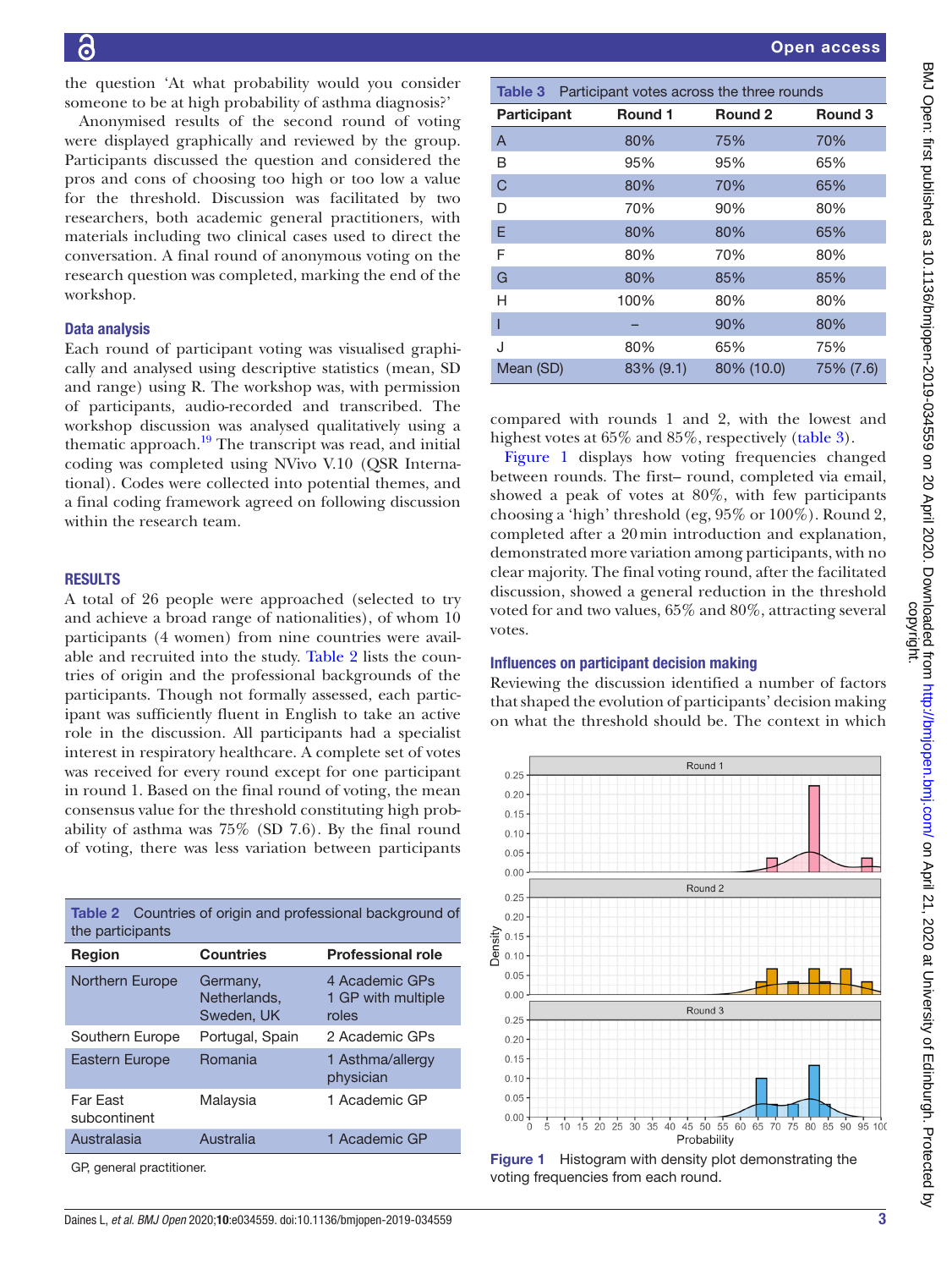the question 'At what probability would you consider someone to be at high probability of asthma diagnosis?'

Anonymised results of the second round of voting were displayed graphically and reviewed by the group. Participants discussed the question and considered the pros and cons of choosing too high or too low a value for the threshold. Discussion was facilitated by two researchers, both academic general practitioners, with materials including two clinical cases used to direct the conversation. A final round of anonymous voting on the research question was completed, marking the end of the workshop.

### Data analysis

Each round of participant voting was visualised graphically and analysed using descriptive statistics (mean, SD and range) using R. The workshop was, with permission of participants, audio-recorded and transcribed. The workshop discussion was analysed qualitatively using a thematic approach.[19] The transcript was read, and initial coding was completed using NVivo V.10 (QSR International). Codes were collected into potential themes, and a final coding framework agreed on following discussion within the research team.

## RESULTS

A total of 26 people were approached (selected to try and achieve a broad range of nationalities), of whom 10 participants (4 women) from nine countries were available and recruited into the study. Table 2 lists the countries of origin and the professional backgrounds of the participants. Though not formally assessed, each participant was sufficiently fluent in English to take an active role in the discussion. All participants had a specialist interest in respiratory healthcare. A complete set of votes was received for every round except for one participant in round 1. Based on the final round of voting, the mean consensus value for the threshold constituting high probability of asthma was 75% (SD 7.6). By the final round of voting, there was less variation between participants compared with rounds 1 and 2, with the lowest and highest votes at 65% and 85%, respectively (table 3).

**Table 2** Countries of origin and professional background of the participants

| Region | Countries | Professional role |
|---|---|---|
| Northern Europe | Germany, Netherlands, Sweden, UK | 4 Academic GPs<br>1 GP with multiple roles |
| Southern Europe | Portugal, Spain | 2 Academic GPs |
| Eastern Europe | Romania | 1 Asthma/allergy physician |
| Far East subcontinent | Malaysia | 1 Academic GP |
| Australasia | Australia | 1 Academic GP |

GP, general practitioner.

**Table 3** Participant votes across the three rounds

| Participant | Round 1 | Round 2 | Round 3 |
|---|---|---|---|
| A | 80% | 75% | 70% |
| B | 95% | 95% | 65% |
| C | 80% | 70% | 65% |
| D | 70% | 90% | 80% |
| E | 80% | 80% | 65% |
| F | 80% | 70% | 80% |
| G | 80% | 85% | 85% |
| H | 100% | 80% | 80% |
| I | – | 90% | 80% |
| J | 80% | 65% | 75% |
| Mean (SD) | 83% (9.1) | 80% (10.0) | 75% (7.6) |

Figure 1 displays how voting frequencies changed between rounds. The first– round, completed via email, showed a peak of votes at 80%, with few participants choosing a 'high' threshold (eg, 95% or 100%). Round 2, completed after a 20 min introduction and explanation, demonstrated more variation among participants, with no clear majority. The final voting round, after the facilitated discussion, showed a general reduction in the threshold voted for and two values, 65% and 80%, attracting several votes.

### Influences on participant decision making

Reviewing the discussion identified a number of factors that shaped the evolution of participants' decision making on what the threshold should be. The context in which

**Figure 1** Histogram with density plot demonstrating the voting frequencies from each round.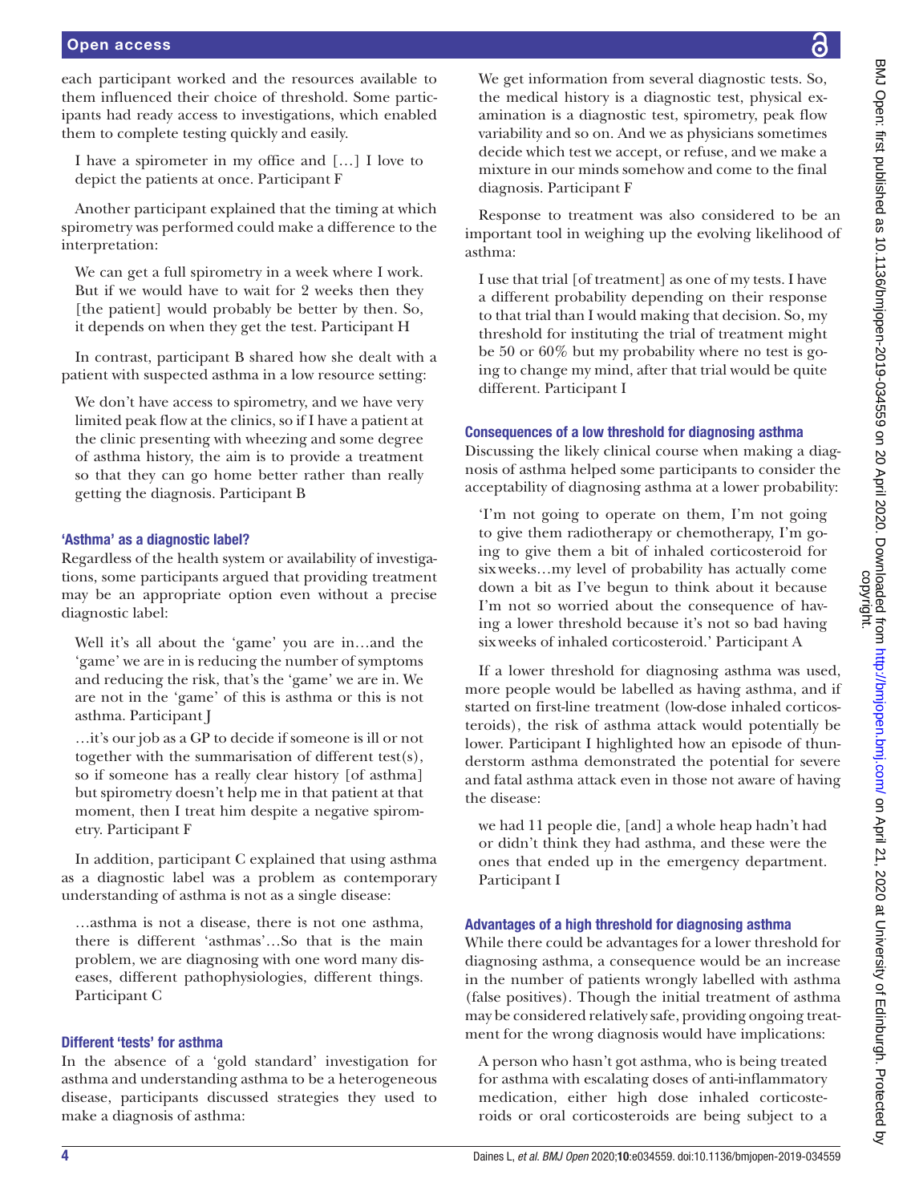each participant worked and the resources available to them influenced their choice of threshold. Some participants had ready access to investigations, which enabled them to complete testing quickly and easily.

> I have a spirometer in my office and […] I love to depict the patients at once. Participant F

Another participant explained that the timing at which spirometry was performed could make a difference to the interpretation:

> We can get a full spirometry in a week where I work. But if we would have to wait for 2 weeks then they [the patient] would probably be better by then. So, it depends on when they get the test. Participant H

In contrast, participant B shared how she dealt with a patient with suspected asthma in a low resource setting:

> We don't have access to spirometry, and we have very limited peak flow at the clinics, so if I have a patient at the clinic presenting with wheezing and some degree of asthma history, the aim is to provide a treatment so that they can go home better rather than really getting the diagnosis. Participant B

### 'Asthma' as a diagnostic label?

Regardless of the health system or availability of investigations, some participants argued that providing treatment may be an appropriate option even without a precise diagnostic label:

> Well it's all about the 'game' you are in…and the 'game' we are in is reducing the number of symptoms and reducing the risk, that's the 'game' we are in. We are not in the 'game' of this is asthma or this is not asthma. Participant J

> …it's our job as a GP to decide if someone is ill or not together with the summarisation of different test(s), so if someone has a really clear history [of asthma] but spirometry doesn't help me in that patient at that moment, then I treat him despite a negative spirometry. Participant F

In addition, participant C explained that using asthma as a diagnostic label was a problem as contemporary understanding of asthma is not as a single disease:

> …asthma is not a disease, there is not one asthma, there is different 'asthmas'…So that is the main problem, we are diagnosing with one word many diseases, different pathophysiologies, different things. Participant C

### Different 'tests' for asthma

In the absence of a 'gold standard' investigation for asthma and understanding asthma to be a heterogeneous disease, participants discussed strategies they used to make a diagnosis of asthma:

> We get information from several diagnostic tests. So, the medical history is a diagnostic test, physical examination is a diagnostic test, spirometry, peak flow variability and so on. And we as physicians sometimes decide which test we accept, or refuse, and we make a mixture in our minds somehow and come to the final diagnosis. Participant F

Response to treatment was also considered to be an important tool in weighing up the evolving likelihood of asthma:

> I use that trial [of treatment] as one of my tests. I have a different probability depending on their response to that trial than I would making that decision. So, my threshold for instituting the trial of treatment might be 50 or 60% but my probability where no test is going to change my mind, after that trial would be quite different. Participant I

### Consequences of a low threshold for diagnosing asthma

Discussing the likely clinical course when making a diagnosis of asthma helped some participants to consider the acceptability of diagnosing asthma at a lower probability:

> 'I'm not going to operate on them, I'm not going to give them radiotherapy or chemotherapy, I'm going to give them a bit of inhaled corticosteroid for six weeks…my level of probability has actually come down a bit as I've begun to think about it because I'm not so worried about the consequence of having a lower threshold because it's not so bad having six weeks of inhaled corticosteroid.' Participant A

If a lower threshold for diagnosing asthma was used, more people would be labelled as having asthma, and if started on first-line treatment (low-dose inhaled corticosteroids), the risk of asthma attack would potentially be lower. Participant I highlighted how an episode of thunderstorm asthma demonstrated the potential for severe and fatal asthma attack even in those not aware of having the disease:

> we had 11 people die, [and] a whole heap hadn't had or didn't think they had asthma, and these were the ones that ended up in the emergency department. Participant I

### Advantages of a high threshold for diagnosing asthma

While there could be advantages for a lower threshold for diagnosing asthma, a consequence would be an increase in the number of patients wrongly labelled with asthma (false positives). Though the initial treatment of asthma may be considered relatively safe, providing ongoing treatment for the wrong diagnosis would have implications:

> A person who hasn't got asthma, who is being treated for asthma with escalating doses of anti-inflammatory medication, either high dose inhaled corticosteroids or oral corticosteroids are being subject to a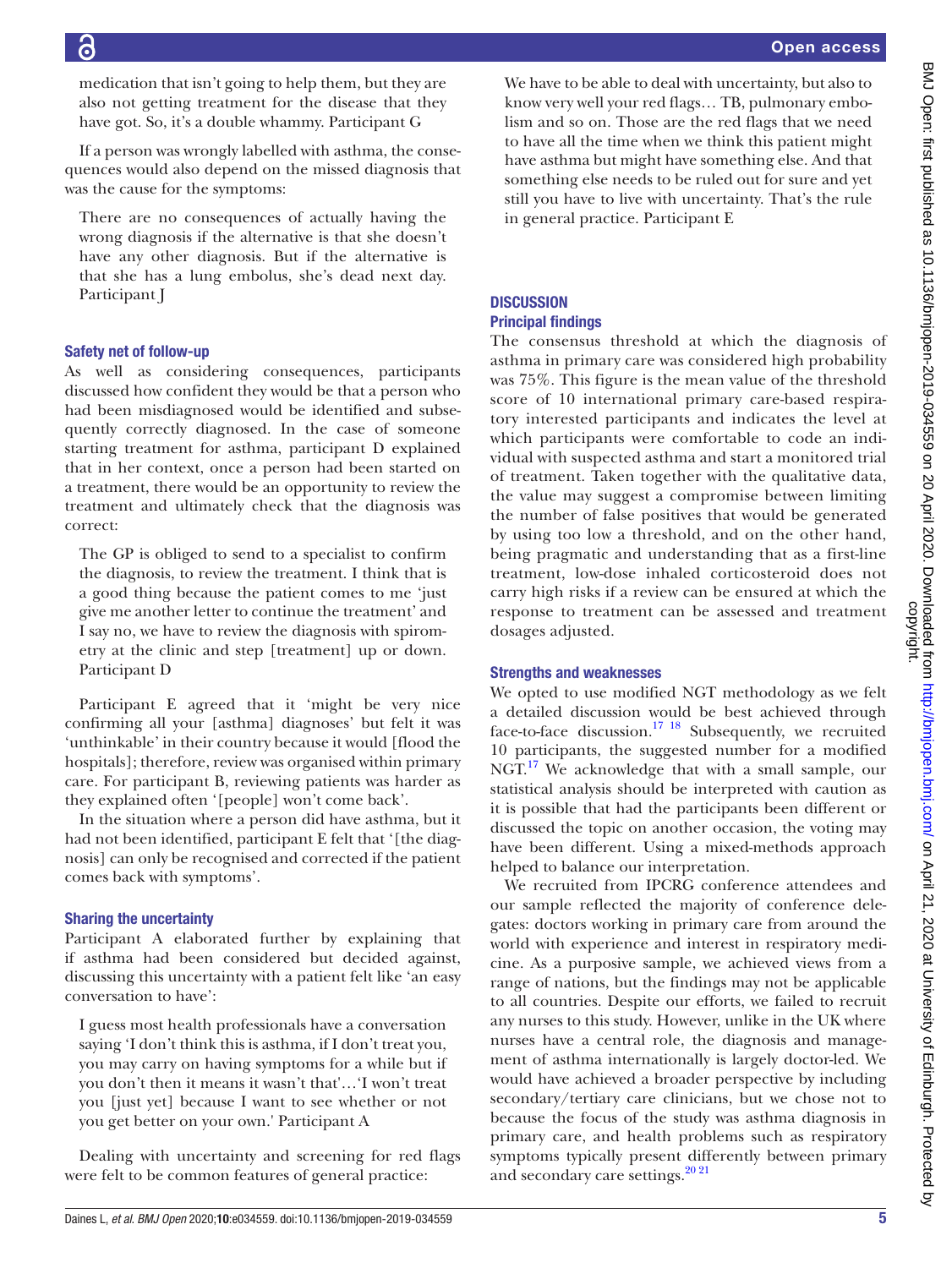medication that isn't going to help them, but they are also not getting treatment for the disease that they have got. So, it's a double whammy. Participant G

If a person was wrongly labelled with asthma, the consequences would also depend on the missed diagnosis that was the cause for the symptoms:

> There are no consequences of actually having the wrong diagnosis if the alternative is that she doesn't have any other diagnosis. But if the alternative is that she has a lung embolus, she's dead next day. Participant J

### Safety net of follow-up

As well as considering consequences, participants discussed how confident they would be that a person who had been misdiagnosed would be identified and subsequently correctly diagnosed. In the case of someone starting treatment for asthma, participant D explained that in her context, once a person had been started on a treatment, there would be an opportunity to review the treatment and ultimately check that the diagnosis was correct:

> The GP is obliged to send to a specialist to confirm the diagnosis, to review the treatment. I think that is a good thing because the patient comes to me 'just give me another letter to continue the treatment' and I say no, we have to review the diagnosis with spirometry at the clinic and step [treatment] up or down. Participant D

Participant E agreed that it 'might be very nice confirming all your [asthma] diagnoses' but felt it was 'unthinkable' in their country because it would [flood the hospitals]; therefore, review was organised within primary care. For participant B, reviewing patients was harder as they explained often '[people] won't come back'.

In the situation where a person did have asthma, but it had not been identified, participant E felt that '[the diagnosis] can only be recognised and corrected if the patient comes back with symptoms'.

### Sharing the uncertainty

Participant A elaborated further by explaining that if asthma had been considered but decided against, discussing this uncertainty with a patient felt like 'an easy conversation to have':

> I guess most health professionals have a conversation saying 'I don't think this is asthma, if I don't treat you, you may carry on having symptoms for a while but if you don't then it means it wasn't that'…'I won't treat you [just yet] because I want to see whether or not you get better on your own.' Participant A

Dealing with uncertainty and screening for red flags were felt to be common features of general practice:

> We have to be able to deal with uncertainty, but also to know very well your red flags… TB, pulmonary embolism and so on. Those are the red flags that we need to have all the time when we think this patient might have asthma but might have something else. And that something else needs to be ruled out for sure and yet still you have to live with uncertainty. That's the rule in general practice. Participant E

## DISCUSSION

### Principal findings

The consensus threshold at which the diagnosis of asthma in primary care was considered high probability was 75%. This figure is the mean value of the threshold score of 10 international primary care-based respiratory interested participants and indicates the level at which participants were comfortable to code an individual with suspected asthma and start a monitored trial of treatment. Taken together with the qualitative data, the value may suggest a compromise between limiting the number of false positives that would be generated by using too low a threshold, and on the other hand, being pragmatic and understanding that as a first-line treatment, low-dose inhaled corticosteroid does not carry high risks if a review can be ensured at which the response to treatment can be assessed and treatment dosages adjusted.

### Strengths and weaknesses

We opted to use modified NGT methodology as we felt a detailed discussion would be best achieved through face-to-face discussion.[17,18] Subsequently, we recruited 10 participants, the suggested number for a modified NGT.[17] We acknowledge that with a small sample, our statistical analysis should be interpreted with caution as it is possible that had the participants been different or discussed the topic on another occasion, the voting may have been different. Using a mixed-methods approach helped to balance our interpretation.

We recruited from IPCRG conference attendees and our sample reflected the majority of conference delegates: doctors working in primary care from around the world with experience and interest in respiratory medicine. As a purposive sample, we achieved views from a range of nations, but the findings may not be applicable to all countries. Despite our efforts, we failed to recruit any nurses to this study. However, unlike in the UK where nurses have a central role, the diagnosis and management of asthma internationally is largely doctor-led. We would have achieved a broader perspective by including secondary/tertiary care clinicians, but we chose not to because the focus of the study was asthma diagnosis in primary care, and health problems such as respiratory symptoms typically present differently between primary and secondary care settings.[20,21]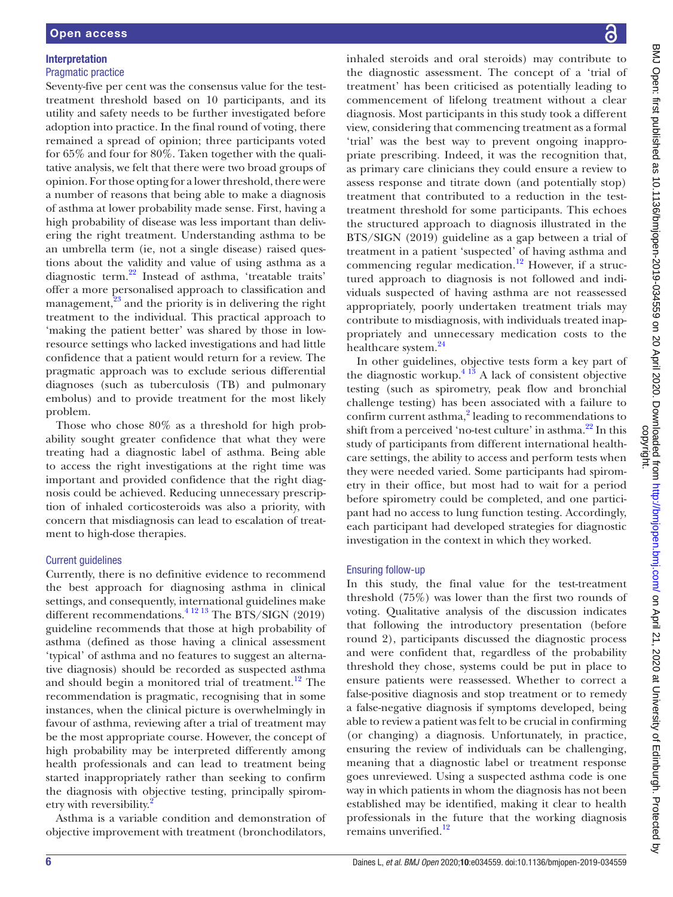## Interpretation

### Pragmatic practice

Seventy-five per cent was the consensus value for the test-treatment threshold based on 10 participants, and its utility and safety needs to be further investigated before adoption into practice. In the final round of voting, there remained a spread of opinion; three participants voted for 65% and four for 80%. Taken together with the qualitative analysis, we felt that there were two broad groups of opinion. For those opting for a lower threshold, there were a number of reasons that being able to make a diagnosis of asthma at lower probability made sense. First, having a high probability of disease was less important than delivering the right treatment. Understanding asthma to be an umbrella term (ie, not a single disease) raised questions about the validity and value of using asthma as a diagnostic term.[22] Instead of asthma, 'treatable traits' offer a more personalised approach to classification and management,[23] and the priority is in delivering the right treatment to the individual. This practical approach to 'making the patient better' was shared by those in low-resource settings who lacked investigations and had little confidence that a patient would return for a review. The pragmatic approach was to exclude serious differential diagnoses (such as tuberculosis (TB) and pulmonary embolus) and to provide treatment for the most likely problem.

Those who chose 80% as a threshold for high probability sought greater confidence that what they were treating had a diagnostic label of asthma. Being able to access the right investigations at the right time was important and provided confidence that the right diagnosis could be achieved. Reducing unnecessary prescription of inhaled corticosteroids was also a priority, with concern that misdiagnosis can lead to escalation of treatment to high-dose therapies.

### Current guidelines

Currently, there is no definitive evidence to recommend the best approach for diagnosing asthma in clinical settings, and consequently, international guidelines make different recommendations.[4 12 13] The BTS/SIGN (2019) guideline recommends that those at high probability of asthma (defined as those having a clinical assessment 'typical' of asthma and no features to suggest an alternative diagnosis) should be recorded as suspected asthma and should begin a monitored trial of treatment.[12] The recommendation is pragmatic, recognising that in some instances, when the clinical picture is overwhelmingly in favour of asthma, reviewing after a trial of treatment may be the most appropriate course. However, the concept of high probability may be interpreted differently among health professionals and can lead to treatment being started inappropriately rather than seeking to confirm the diagnosis with objective testing, principally spirometry with reversibility.[2]

Asthma is a variable condition and demonstration of objective improvement with treatment (bronchodilators, inhaled steroids and oral steroids) may contribute to the diagnostic assessment. The concept of a 'trial of treatment' has been criticised as potentially leading to commencement of lifelong treatment without a clear diagnosis. Most participants in this study took a different view, considering that commencing treatment as a formal 'trial' was the best way to prevent ongoing inappropriate prescribing. Indeed, it was the recognition that, as primary care clinicians they could ensure a review to assess response and titrate down (and potentially stop) treatment that contributed to a reduction in the test-treatment threshold for some participants. This echoes the structured approach to diagnosis illustrated in the BTS/SIGN (2019) guideline as a gap between a trial of treatment in a patient 'suspected' of having asthma and commencing regular medication.[12] However, if a structured approach to diagnosis is not followed and individuals suspected of having asthma are not reassessed appropriately, poorly undertaken treatment trials may contribute to misdiagnosis, with individuals treated inappropriately and unnecessary medication costs to the healthcare system.[24]

In other guidelines, objective tests form a key part of the diagnostic workup.[4 13] A lack of consistent objective testing (such as spirometry, peak flow and bronchial challenge testing) has been associated with a failure to confirm current asthma,[2] leading to recommendations to shift from a perceived 'no-test culture' in asthma.[22] In this study of participants from different international healthcare settings, the ability to access and perform tests when they were needed varied. Some participants had spirometry in their office, but most had to wait for a period before spirometry could be completed, and one participant had no access to lung function testing. Accordingly, each participant had developed strategies for diagnostic investigation in the context in which they worked.

### Ensuring follow-up

In this study, the final value for the test-treatment threshold (75%) was lower than the first two rounds of voting. Qualitative analysis of the discussion indicates that following the introductory presentation (before round 2), participants discussed the diagnostic process and were confident that, regardless of the probability threshold they chose, systems could be put in place to ensure patients were reassessed. Whether to correct a false-positive diagnosis and stop treatment or to remedy a false-negative diagnosis if symptoms developed, being able to review a patient was felt to be crucial in confirming (or changing) a diagnosis. Unfortunately, in practice, ensuring the review of individuals can be challenging, meaning that a diagnostic label or treatment response goes unreviewed. Using a suspected asthma code is one way in which patients in whom the diagnosis has not been established may be identified, making it clear to health professionals in the future that the working diagnosis remains unverified.[12]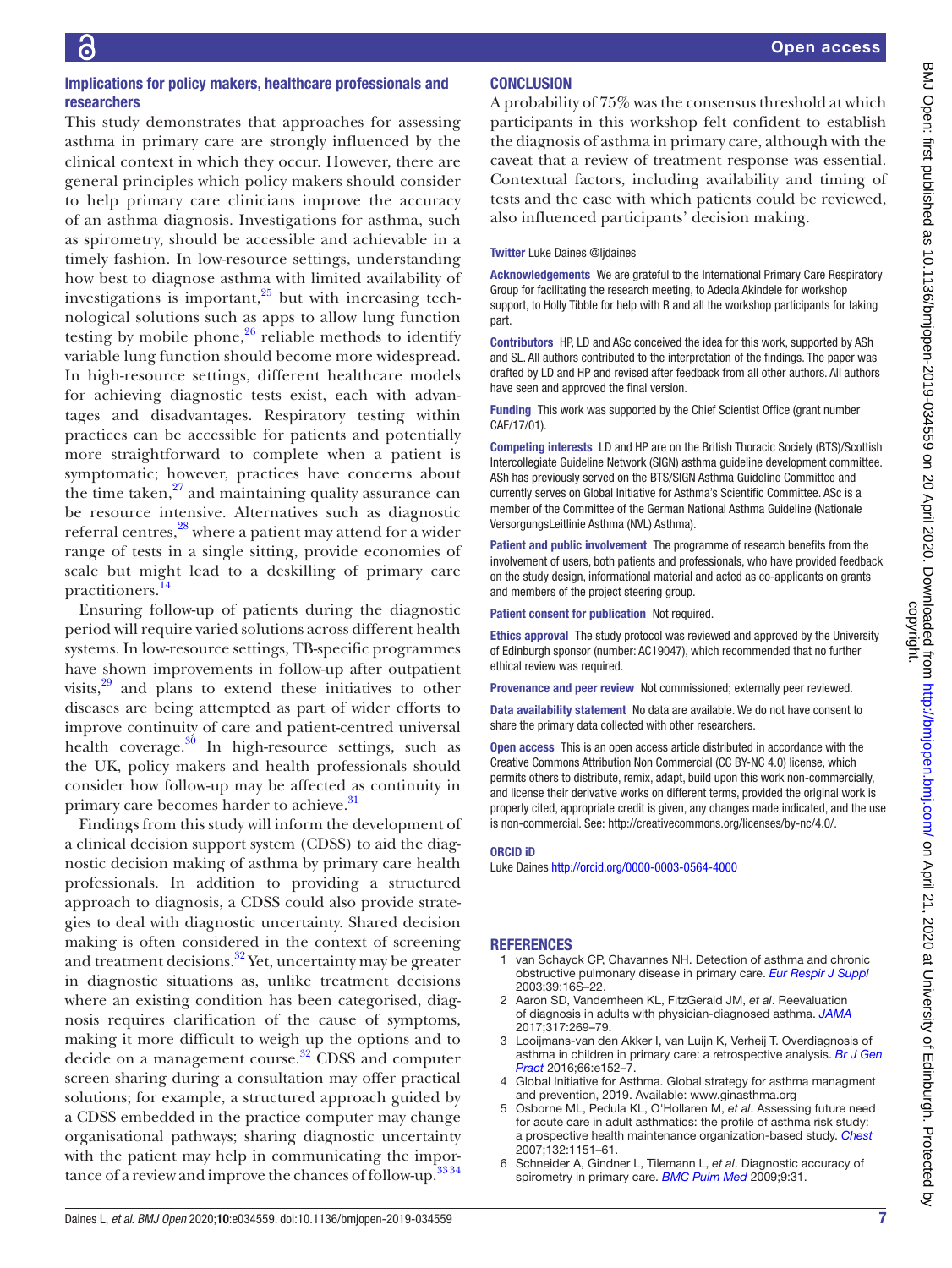## Implications for policy makers, healthcare professionals and researchers

This study demonstrates that approaches for assessing asthma in primary care are strongly influenced by the clinical context in which they occur. However, there are general principles which policy makers should consider to help primary care clinicians improve the accuracy of an asthma diagnosis. Investigations for asthma, such as spirometry, should be accessible and achievable in a timely fashion. In low-resource settings, understanding how best to diagnose asthma with limited availability of investigations is important,[25] but with increasing technological solutions such as apps to allow lung function testing by mobile phone,[26] reliable methods to identify variable lung function should become more widespread. In high-resource settings, different healthcare models for achieving diagnostic tests exist, each with advantages and disadvantages. Respiratory testing within practices can be accessible for patients and potentially more straightforward to complete when a patient is symptomatic; however, practices have concerns about the time taken,[27] and maintaining quality assurance can be resource intensive. Alternatives such as diagnostic referral centres,[28] where a patient may attend for a wider range of tests in a single sitting, provide economies of scale but might lead to a deskilling of primary care practitioners.[14]

Ensuring follow-up of patients during the diagnostic period will require varied solutions across different health systems. In low-resource settings, TB-specific programmes have shown improvements in follow-up after outpatient visits,[29] and plans to extend these initiatives to other diseases are being attempted as part of wider efforts to improve continuity of care and patient-centred universal health coverage.[30] In high-resource settings, such as the UK, policy makers and health professionals should consider how follow-up may be affected as continuity in primary care becomes harder to achieve.[31]

Findings from this study will inform the development of a clinical decision support system (CDSS) to aid the diagnostic decision making of asthma by primary care health professionals. In addition to providing a structured approach to diagnosis, a CDSS could also provide strategies to deal with diagnostic uncertainty. Shared decision making is often considered in the context of screening and treatment decisions.[32] Yet, uncertainty may be greater in diagnostic situations as, unlike treatment decisions where an existing condition has been categorised, diagnosis requires clarification of the cause of symptoms, making it more difficult to weigh up the options and to decide on a management course.[32] CDSS and computer screen sharing during a consultation may offer practical solutions; for example, a structured approach guided by a CDSS embedded in the practice computer may change organisational pathways; sharing diagnostic uncertainty with the patient may help in communicating the importance of a review and improve the chances of follow-up.[33 34]

## CONCLUSION

A probability of 75% was the consensus threshold at which participants in this workshop felt confident to establish the diagnosis of asthma in primary care, although with the caveat that a review of treatment response was essential. Contextual factors, including availability and timing of tests and the ease with which patients could be reviewed, also influenced participants' decision making.

**Twitter** Luke Daines @ljdaines

**Acknowledgements** We are grateful to the International Primary Care Respiratory Group for facilitating the research meeting, to Adeola Akindele for workshop support, to Holly Tibble for help with R and all the workshop participants for taking part.

**Contributors** HP, LD and ASc conceived the idea for this work, supported by ASh and SL. All authors contributed to the interpretation of the findings. The paper was drafted by LD and HP and revised after feedback from all other authors. All authors have seen and approved the final version.

**Funding** This work was supported by the Chief Scientist Office (grant number CAF/17/01).

**Competing interests** LD and HP are on the British Thoracic Society (BTS)/Scottish Intercollegiate Guideline Network (SIGN) asthma guideline development committee. ASh has previously served on the BTS/SIGN Asthma Guideline Committee and currently serves on Global Initiative for Asthma's Scientific Committee. ASc is a member of the Committee of the German National Asthma Guideline (Nationale VersorgungsLeitlinie Asthma (NVL) Asthma).

**Patient and public involvement** The programme of research benefits from the involvement of users, both patients and professionals, who have provided feedback on the study design, informational material and acted as co-applicants on grants and members of the project steering group.

**Patient consent for publication** Not required.

**Ethics approval** The study protocol was reviewed and approved by the University of Edinburgh sponsor (number: AC19047), which recommended that no further ethical review was required.

**Provenance and peer review** Not commissioned; externally peer reviewed.

**Data availability statement** No data are available. We do not have consent to share the primary data collected with other researchers.

**Open access** This is an open access article distributed in accordance with the Creative Commons Attribution Non Commercial (CC BY-NC 4.0) license, which permits others to distribute, remix, adapt, build upon this work non-commercially, and license their derivative works on different terms, provided the original work is properly cited, appropriate credit is given, any changes made indicated, and the use is non-commercial. See: http://creativecommons.org/licenses/by-nc/4.0/.

### ORCID iD

Luke Daines http://orcid.org/0000-0003-0564-4000

## REFERENCES

1. van Schayck CP, Chavannes NH. Detection of asthma and chronic obstructive pulmonary disease in primary care. *Eur Respir J Suppl* 2003;39:16S–22.
2. Aaron SD, Vandemheen KL, FitzGerald JM, *et al*. Reevaluation of diagnosis in adults with physician-diagnosed asthma. *JAMA* 2017;317:269–79.
3. Looijmans-van den Akker I, van Luijn K, Verheij T. Overdiagnosis of asthma in children in primary care: a retrospective analysis. *Br J Gen Pract* 2016;66:e152–7.
4. Global Initiative for Asthma. Global strategy for asthma managment and prevention, 2019. Available: www.ginasthma.org
5. Osborne ML, Pedula KL, O'Hollaren M, *et al*. Assessing future need for acute care in adult asthmatics: the profile of asthma risk study: a prospective health maintenance organization-based study. *Chest* 2007;132:1151–61.
6. Schneider A, Gindner L, Tilemann L, *et al*. Diagnostic accuracy of spirometry in primary care. *BMC Pulm Med* 2009;9:31.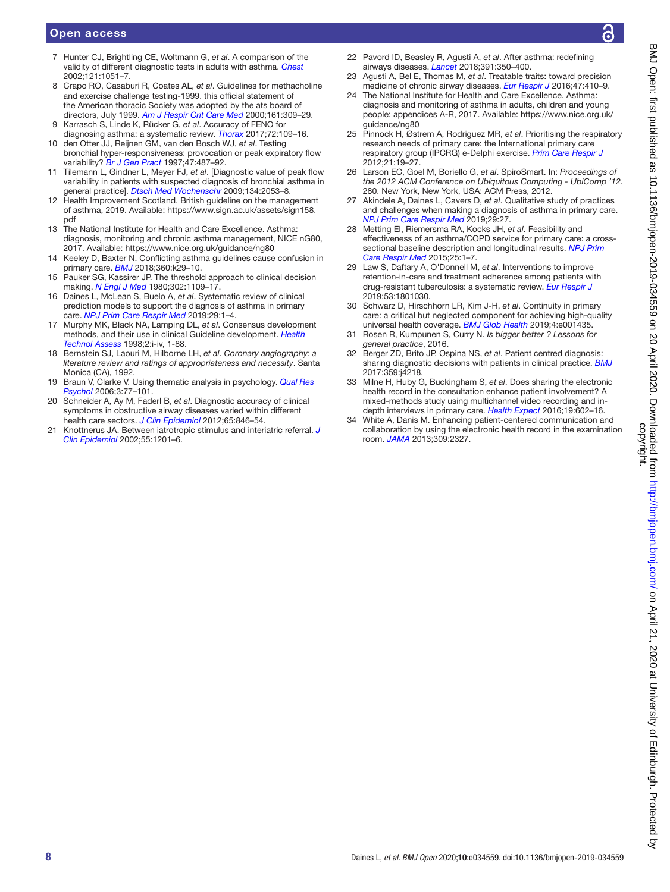7. Hunter CJ, Brightling CE, Woltmann G, *et al*. A comparison of the validity of different diagnostic tests in adults with asthma. *Chest* 2002;121:1051–7.
8. Crapo RO, Casaburi R, Coates AL, *et al*. Guidelines for methacholine and exercise challenge testing-1999. this official statement of the American thoracic Society was adopted by the ats board of directors, July 1999. *Am J Respir Crit Care Med* 2000;161:309–29.
9. Karrasch S, Linde K, Rücker G, *et al*. Accuracy of FENO for diagnosing asthma: a systematic review. *Thorax* 2017;72:109–16.
10. den Otter JJ, Reijnen GM, van den Bosch WJ, *et al*. Testing bronchial hyper-responsiveness: provocation or peak expiratory flow variability? *Br J Gen Pract* 1997;47:487–92.
11. Tilemann L, Gindner L, Meyer FJ, *et al*. [Diagnostic value of peak flow variability in patients with suspected diagnosis of bronchial asthma in general practice]. *Dtsch Med Wochenschr* 2009;134:2053–8.
12. Health Improvement Scotland. British guideline on the management of asthma, 2019. Available: https://www.sign.ac.uk/assets/sign158.pdf
13. The National Institute for Health and Care Excellence. Asthma: diagnosis, monitoring and chronic asthma management, NICE nG80, 2017. Available: https://www.nice.org.uk/guidance/ng80
14. Keeley D, Baxter N. Conflicting asthma guidelines cause confusion in primary care. *BMJ* 2018;360:k29–10.
15. Pauker SG, Kassirer JP. The threshold approach to clinical decision making. *N Engl J Med* 1980;302:1109–17.
16. Daines L, McLean S, Buelo A, *et al*. Systematic review of clinical prediction models to support the diagnosis of asthma in primary care. *NPJ Prim Care Respir Med* 2019;29:1–4.
17. Murphy MK, Black NA, Lamping DL, *et al*. Consensus development methods, and their use in clinical Guideline development. *Health Technol Assess* 1998;2:i-iv, 1-88.
18. Bernstein SJ, Laouri M, Hilborne LH, *et al*. *Coronary angiography: a literature review and ratings of appropriateness and necessity*. Santa Monica (CA), 1992.
19. Braun V, Clarke V. Using thematic analysis in psychology. *Qual Res Psychol* 2006;3:77–101.
20. Schneider A, Ay M, Faderl B, *et al*. Diagnostic accuracy of clinical symptoms in obstructive airway diseases varied within different health care sectors. *J Clin Epidemiol* 2012;65:846–54.
21. Knottnerus JA. Between iatrotropic stimulus and interiatric referral. *J Clin Epidemiol* 2002;55:1201–6.
22. Pavord ID, Beasley R, Agusti A, *et al*. After asthma: redefining airways diseases. *Lancet* 2018;391:350–400.
23. Agusti A, Bel E, Thomas M, *et al*. Treatable traits: toward precision medicine of chronic airway diseases. *Eur Respir J* 2016;47:410–9.
24. The National Institute for Health and Care Excellence. Asthma: diagnosis and monitoring of asthma in adults, children and young people: appendices A-R, 2017. Available: https://www.nice.org.uk/guidance/ng80
25. Pinnock H, Østrem A, Rodriguez MR, *et al*. Prioritising the respiratory research needs of primary care: the International primary care respiratory group (IPCRG) e-Delphi exercise. *Prim Care Respir J* 2012;21:19–27.
26. Larson EC, Goel M, Boriello G, *et al*. SpiroSmart. In: *Proceedings of the 2012 ACM Conference on Ubiquitous Computing - UbiComp '12*. 280. New York, New York, USA: ACM Press, 2012.
27. Akindele A, Daines L, Cavers D, *et al*. Qualitative study of practices and challenges when making a diagnosis of asthma in primary care. *NPJ Prim Care Respir Med* 2019;29:27.
28. Metting EI, Riemersma RA, Kocks JH, *et al*. Feasibility and effectiveness of an asthma/COPD service for primary care: a cross-sectional baseline description and longitudinal results. *NPJ Prim Care Respir Med* 2015;25:1–7.
29. Law S, Daftary A, O'Donnell M, *et al*. Interventions to improve retention-in-care and treatment adherence among patients with drug-resistant tuberculosis: a systematic review. *Eur Respir J* 2019;53:1801030.
30. Schwarz D, Hirschhorn LR, Kim J-H, *et al*. Continuity in primary care: a critical but neglected component for achieving high-quality universal health coverage. *BMJ Glob Health* 2019;4:e001435.
31. Rosen R, Kumpunen S, Curry N. *Is bigger better ? Lessons for general practice*, 2016.
32. Berger ZD, Brito JP, Ospina NS, *et al*. Patient centred diagnosis: sharing diagnostic decisions with patients in clinical practice. *BMJ* 2017;359:j4218.
33. Milne H, Huby G, Buckingham S, *et al*. Does sharing the electronic health record in the consultation enhance patient involvement? A mixed-methods study using multichannel video recording and in-depth interviews in primary care. *Health Expect* 2016;19:602–16.
34. White A, Danis M. Enhancing patient-centered communication and collaboration by using the electronic health record in the examination room. *JAMA* 2013;309:2327.